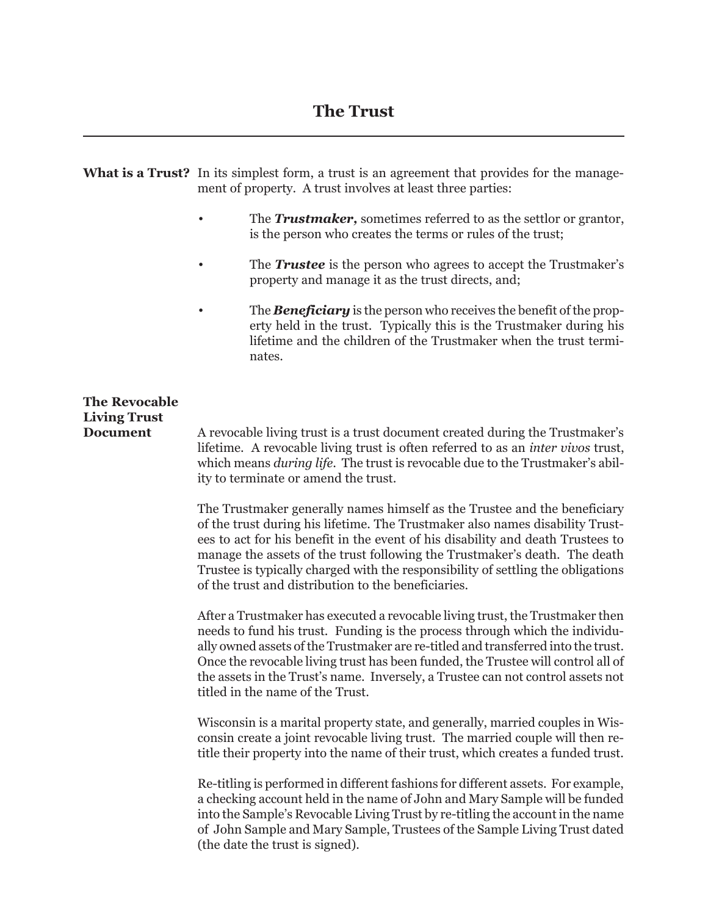# The Trust

**What is a Trust?** In its simplest form, a trust is an agreement that provides for the management of property. A trust involves at least three parties:

- The ***Trustmaker,*** sometimes referred to as the settlor or grantor, is the person who creates the terms or rules of the trust;
- The ***Trustee*** is the person who agrees to accept the Trustmaker's property and manage it as the trust directs, and;
- The ***Beneficiary*** is the person who receives the benefit of the property held in the trust. Typically this is the Trustmaker during his lifetime and the children of the Trustmaker when the trust terminates.

**The Revocable Living Trust Document**

A revocable living trust is a trust document created during the Trustmaker's lifetime. A revocable living trust is often referred to as an *inter vivos* trust, which means *during life*. The trust is revocable due to the Trustmaker's ability to terminate or amend the trust.

The Trustmaker generally names himself as the Trustee and the beneficiary of the trust during his lifetime. The Trustmaker also names disability Trustees to act for his benefit in the event of his disability and death Trustees to manage the assets of the trust following the Trustmaker's death. The death Trustee is typically charged with the responsibility of settling the obligations of the trust and distribution to the beneficiaries.

After a Trustmaker has executed a revocable living trust, the Trustmaker then needs to fund his trust. Funding is the process through which the individually owned assets of the Trustmaker are re-titled and transferred into the trust. Once the revocable living trust has been funded, the Trustee will control all of the assets in the Trust's name. Inversely, a Trustee can not control assets not titled in the name of the Trust.

Wisconsin is a marital property state, and generally, married couples in Wisconsin create a joint revocable living trust. The married couple will then re-title their property into the name of their trust, which creates a funded trust.

Re-titling is performed in different fashions for different assets. For example, a checking account held in the name of John and Mary Sample will be funded into the Sample's Revocable Living Trust by re-titling the account in the name of John Sample and Mary Sample, Trustees of the Sample Living Trust dated (the date the trust is signed).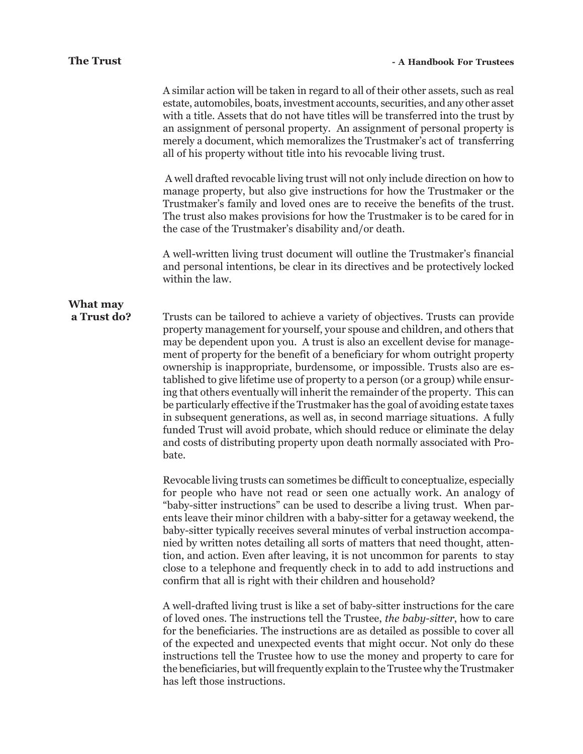A similar action will be taken in regard to all of their other assets, such as real estate, automobiles, boats, investment accounts, securities, and any other asset with a title. Assets that do not have titles will be transferred into the trust by an assignment of personal property. An assignment of personal property is merely a document, which memoralizes the Trustmaker's act of transferring all of his property without title into his revocable living trust.

A well drafted revocable living trust will not only include direction on how to manage property, but also give instructions for how the Trustmaker or the Trustmaker's family and loved ones are to receive the benefits of the trust. The trust also makes provisions for how the Trustmaker is to be cared for in the case of the Trustmaker's disability and/or death.

A well-written living trust document will outline the Trustmaker's financial and personal intentions, be clear in its directives and be protectively locked within the law.

## What may a Trust do?

Trusts can be tailored to achieve a variety of objectives. Trusts can provide property management for yourself, your spouse and children, and others that may be dependent upon you. A trust is also an excellent devise for management of property for the benefit of a beneficiary for whom outright property ownership is inappropriate, burdensome, or impossible. Trusts also are established to give lifetime use of property to a person (or a group) while ensuring that others eventually will inherit the remainder of the property. This can be particularly effective if the Trustmaker has the goal of avoiding estate taxes in subsequent generations, as well as, in second marriage situations. A fully funded Trust will avoid probate, which should reduce or eliminate the delay and costs of distributing property upon death normally associated with Probate.

Revocable living trusts can sometimes be difficult to conceptualize, especially for people who have not read or seen one actually work. An analogy of "baby-sitter instructions" can be used to describe a living trust. When parents leave their minor children with a baby-sitter for a getaway weekend, the baby-sitter typically receives several minutes of verbal instruction accompanied by written notes detailing all sorts of matters that need thought, attention, and action. Even after leaving, it is not uncommon for parents to stay close to a telephone and frequently check in to add to add instructions and confirm that all is right with their children and household?

A well-drafted living trust is like a set of baby-sitter instructions for the care of loved ones. The instructions tell the Trustee, *the baby-sitter*, how to care for the beneficiaries. The instructions are as detailed as possible to cover all of the expected and unexpected events that might occur. Not only do these instructions tell the Trustee how to use the money and property to care for the beneficiaries, but will frequently explain to the Trustee why the Trustmaker has left those instructions.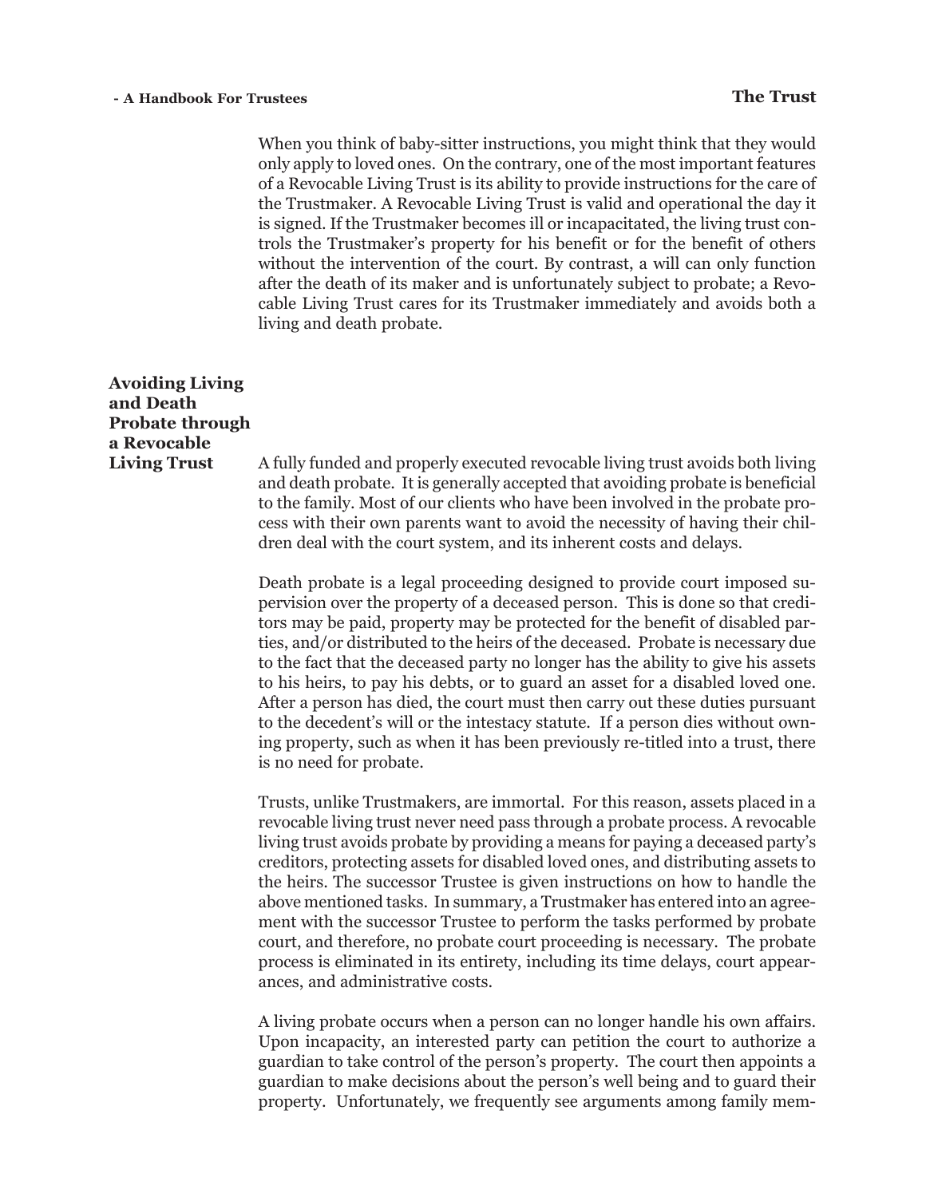When you think of baby-sitter instructions, you might think that they would only apply to loved ones. On the contrary, one of the most important features of a Revocable Living Trust is its ability to provide instructions for the care of the Trustmaker. A Revocable Living Trust is valid and operational the day it is signed. If the Trustmaker becomes ill or incapacitated, the living trust controls the Trustmaker's property for his benefit or for the benefit of others without the intervention of the court. By contrast, a will can only function after the death of its maker and is unfortunately subject to probate; a Revocable Living Trust cares for its Trustmaker immediately and avoids both a living and death probate.

## Avoiding Living and Death Probate through a Revocable Living Trust

A fully funded and properly executed revocable living trust avoids both living and death probate. It is generally accepted that avoiding probate is beneficial to the family. Most of our clients who have been involved in the probate process with their own parents want to avoid the necessity of having their children deal with the court system, and its inherent costs and delays.

Death probate is a legal proceeding designed to provide court imposed supervision over the property of a deceased person. This is done so that creditors may be paid, property may be protected for the benefit of disabled parties, and/or distributed to the heirs of the deceased. Probate is necessary due to the fact that the deceased party no longer has the ability to give his assets to his heirs, to pay his debts, or to guard an asset for a disabled loved one. After a person has died, the court must then carry out these duties pursuant to the decedent's will or the intestacy statute. If a person dies without owning property, such as when it has been previously re-titled into a trust, there is no need for probate.

Trusts, unlike Trustmakers, are immortal. For this reason, assets placed in a revocable living trust never need pass through a probate process. A revocable living trust avoids probate by providing a means for paying a deceased party's creditors, protecting assets for disabled loved ones, and distributing assets to the heirs. The successor Trustee is given instructions on how to handle the above mentioned tasks. In summary, a Trustmaker has entered into an agreement with the successor Trustee to perform the tasks performed by probate court, and therefore, no probate court proceeding is necessary. The probate process is eliminated in its entirety, including its time delays, court appearances, and administrative costs.

A living probate occurs when a person can no longer handle his own affairs. Upon incapacity, an interested party can petition the court to authorize a guardian to take control of the person's property. The court then appoints a guardian to make decisions about the person's well being and to guard their property. Unfortunately, we frequently see arguments among family mem-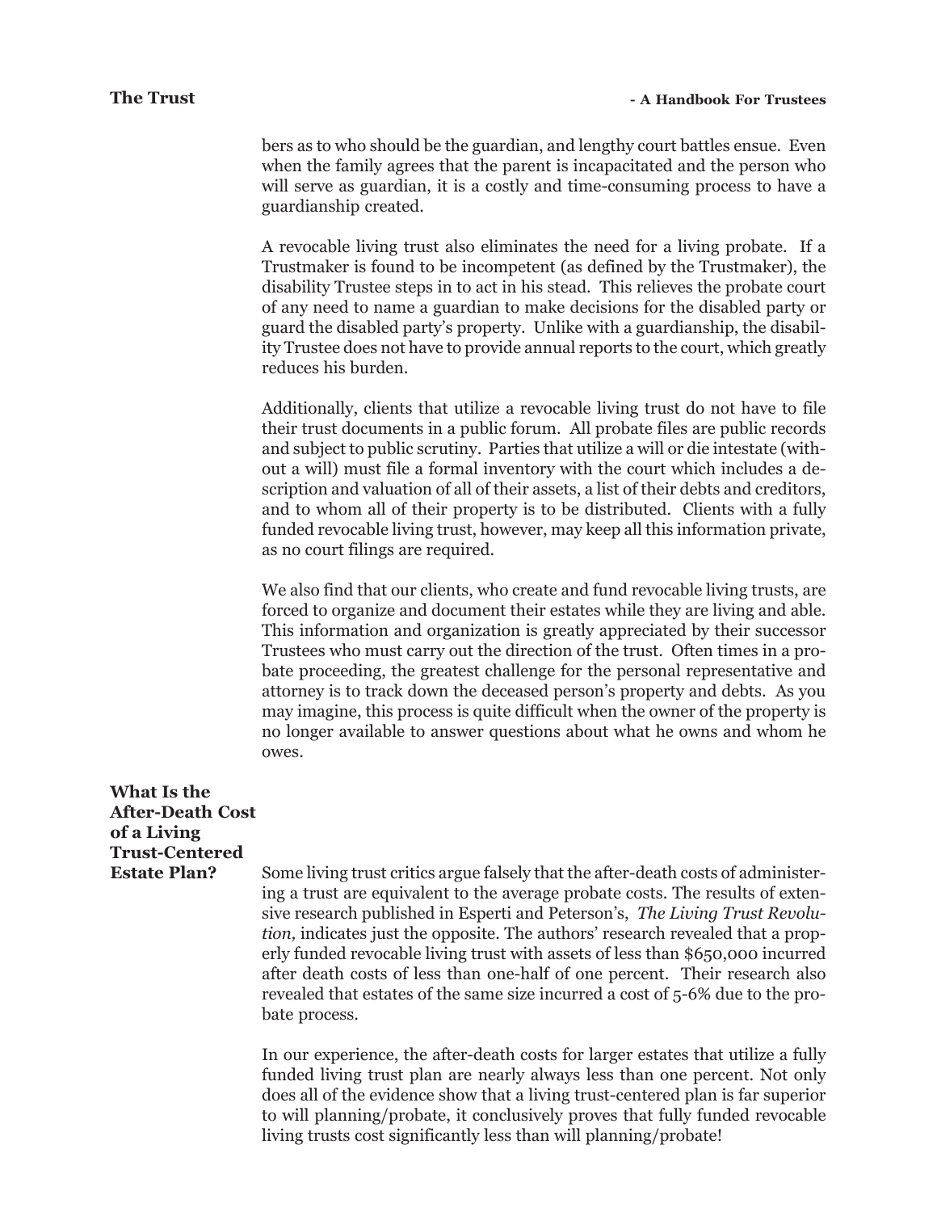bers as to who should be the guardian, and lengthy court battles ensue. Even when the family agrees that the parent is incapacitated and the person who will serve as guardian, it is a costly and time-consuming process to have a guardianship created.

A revocable living trust also eliminates the need for a living probate. If a Trustmaker is found to be incompetent (as defined by the Trustmaker), the disability Trustee steps in to act in his stead. This relieves the probate court of any need to name a guardian to make decisions for the disabled party or guard the disabled party's property. Unlike with a guardianship, the disability Trustee does not have to provide annual reports to the court, which greatly reduces his burden.

Additionally, clients that utilize a revocable living trust do not have to file their trust documents in a public forum. All probate files are public records and subject to public scrutiny. Parties that utilize a will or die intestate (without a will) must file a formal inventory with the court which includes a description and valuation of all of their assets, a list of their debts and creditors, and to whom all of their property is to be distributed. Clients with a fully funded revocable living trust, however, may keep all this information private, as no court filings are required.

We also find that our clients, who create and fund revocable living trusts, are forced to organize and document their estates while they are living and able. This information and organization is greatly appreciated by their successor Trustees who must carry out the direction of the trust. Often times in a probate proceeding, the greatest challenge for the personal representative and attorney is to track down the deceased person's property and debts. As you may imagine, this process is quite difficult when the owner of the property is no longer available to answer questions about what he owns and whom he owes.

## What Is the After-Death Cost of a Living Trust-Centered Estate Plan?

Some living trust critics argue falsely that the after-death costs of administering a trust are equivalent to the average probate costs. The results of extensive research published in Esperti and Peterson's, *The Living Trust Revolution,* indicates just the opposite. The authors' research revealed that a properly funded revocable living trust with assets of less than $650,000 incurred after death costs of less than one-half of one percent. Their research also revealed that estates of the same size incurred a cost of 5-6% due to the probate process.

In our experience, the after-death costs for larger estates that utilize a fully funded living trust plan are nearly always less than one percent. Not only does all of the evidence show that a living trust-centered plan is far superior to will planning/probate, it conclusively proves that fully funded revocable living trusts cost significantly less than will planning/probate!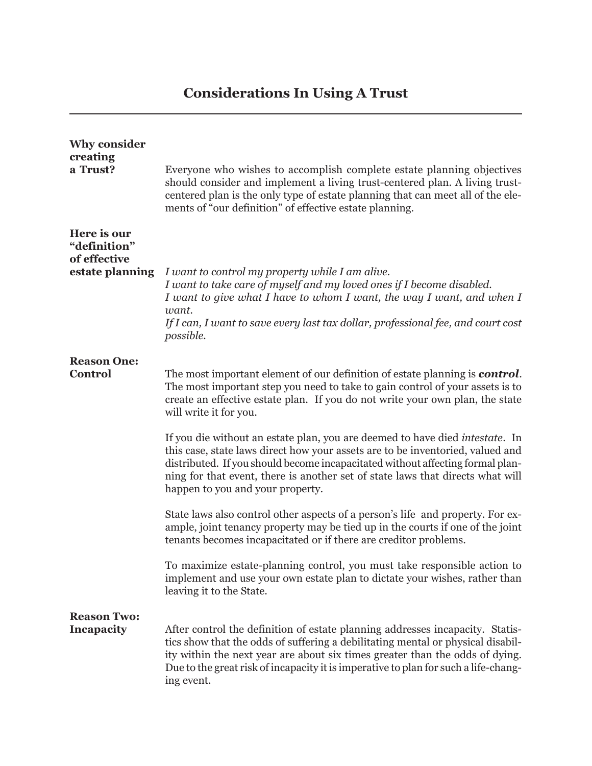## Considerations In Using A Trust

---

**Why consider creating a Trust?**

Everyone who wishes to accomplish complete estate planning objectives should consider and implement a living trust-centered plan. A living trust-centered plan is the only type of estate planning that can meet all of the elements of "our definition" of effective estate planning.

**Here is our "definition" of effective estate planning**

*I want to control my property while I am alive.*
*I want to take care of myself and my loved ones if I become disabled.*
*I want to give what I have to whom I want, the way I want, and when I want.*
*If I can, I want to save every last tax dollar, professional fee, and court cost possible.*

**Reason One: Control**

The most important element of our definition of estate planning is ***control***. The most important step you need to take to gain control of your assets is to create an effective estate plan. If you do not write your own plan, the state will write it for you.

If you die without an estate plan, you are deemed to have died *intestate*. In this case, state laws direct how your assets are to be inventoried, valued and distributed. If you should become incapacitated without affecting formal planning for that event, there is another set of state laws that directs what will happen to you and your property.

State laws also control other aspects of a person's life and property. For example, joint tenancy property may be tied up in the courts if one of the joint tenants becomes incapacitated or if there are creditor problems.

To maximize estate-planning control, you must take responsible action to implement and use your own estate plan to dictate your wishes, rather than leaving it to the State.

**Reason Two: Incapacity**

After control the definition of estate planning addresses incapacity. Statistics show that the odds of suffering a debilitating mental or physical disability within the next year are about six times greater than the odds of dying. Due to the great risk of incapacity it is imperative to plan for such a life-changing event.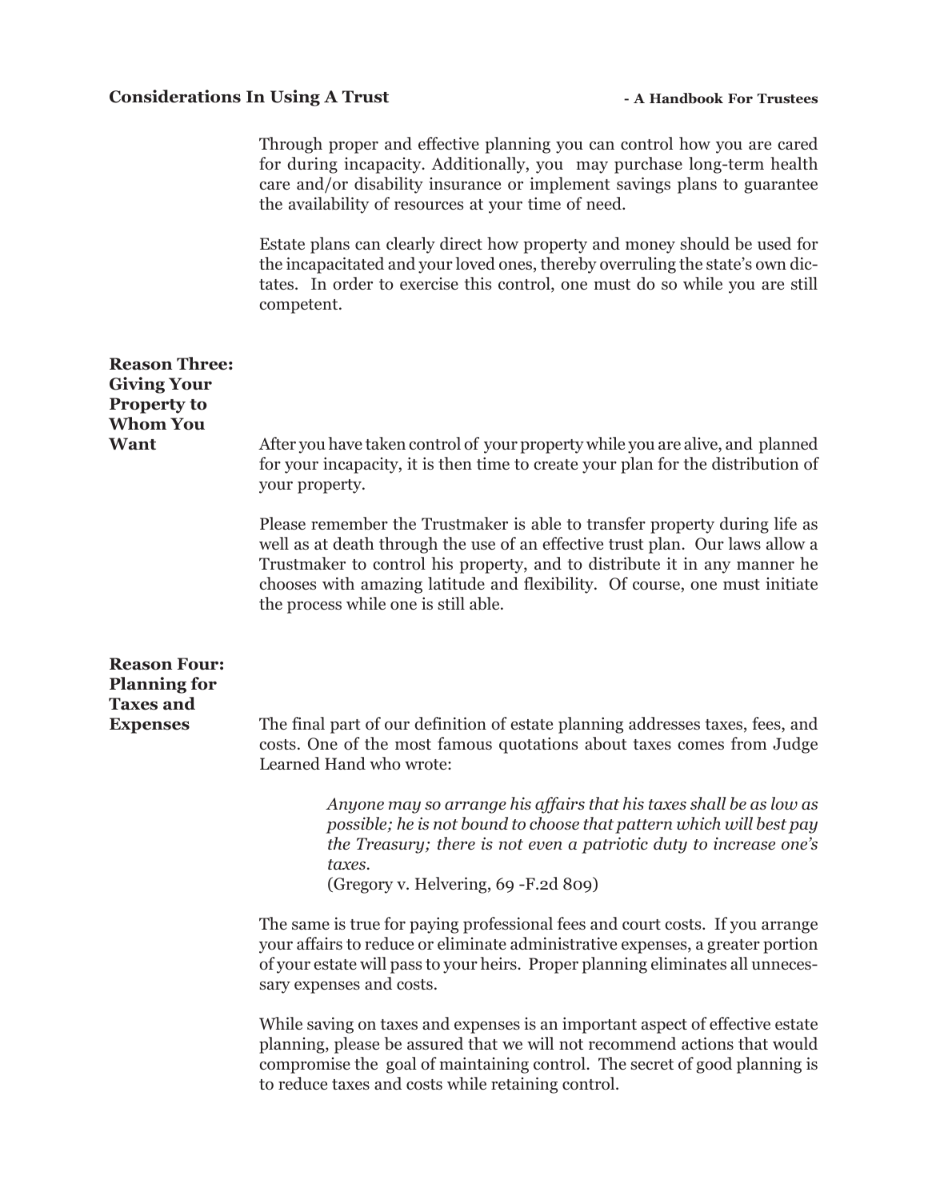Through proper and effective planning you can control how you are cared for during incapacity. Additionally, you may purchase long-term health care and/or disability insurance or implement savings plans to guarantee the availability of resources at your time of need.

Estate plans can clearly direct how property and money should be used for the incapacitated and your loved ones, thereby overruling the state's own dictates. In order to exercise this control, one must do so while you are still competent.

### Reason Three: Giving Your Property to Whom You Want

After you have taken control of your property while you are alive, and planned for your incapacity, it is then time to create your plan for the distribution of your property.

Please remember the Trustmaker is able to transfer property during life as well as at death through the use of an effective trust plan. Our laws allow a Trustmaker to control his property, and to distribute it in any manner he chooses with amazing latitude and flexibility. Of course, one must initiate the process while one is still able.

### Reason Four: Planning for Taxes and Expenses

The final part of our definition of estate planning addresses taxes, fees, and costs. One of the most famous quotations about taxes comes from Judge Learned Hand who wrote:

> *Anyone may so arrange his affairs that his taxes shall be as low as possible; he is not bound to choose that pattern which will best pay the Treasury; there is not even a patriotic duty to increase one's taxes.*
> (Gregory v. Helvering, 69 -F.2d 809)

The same is true for paying professional fees and court costs. If you arrange your affairs to reduce or eliminate administrative expenses, a greater portion of your estate will pass to your heirs. Proper planning eliminates all unnecessary expenses and costs.

While saving on taxes and expenses is an important aspect of effective estate planning, please be assured that we will not recommend actions that would compromise the goal of maintaining control. The secret of good planning is to reduce taxes and costs while retaining control.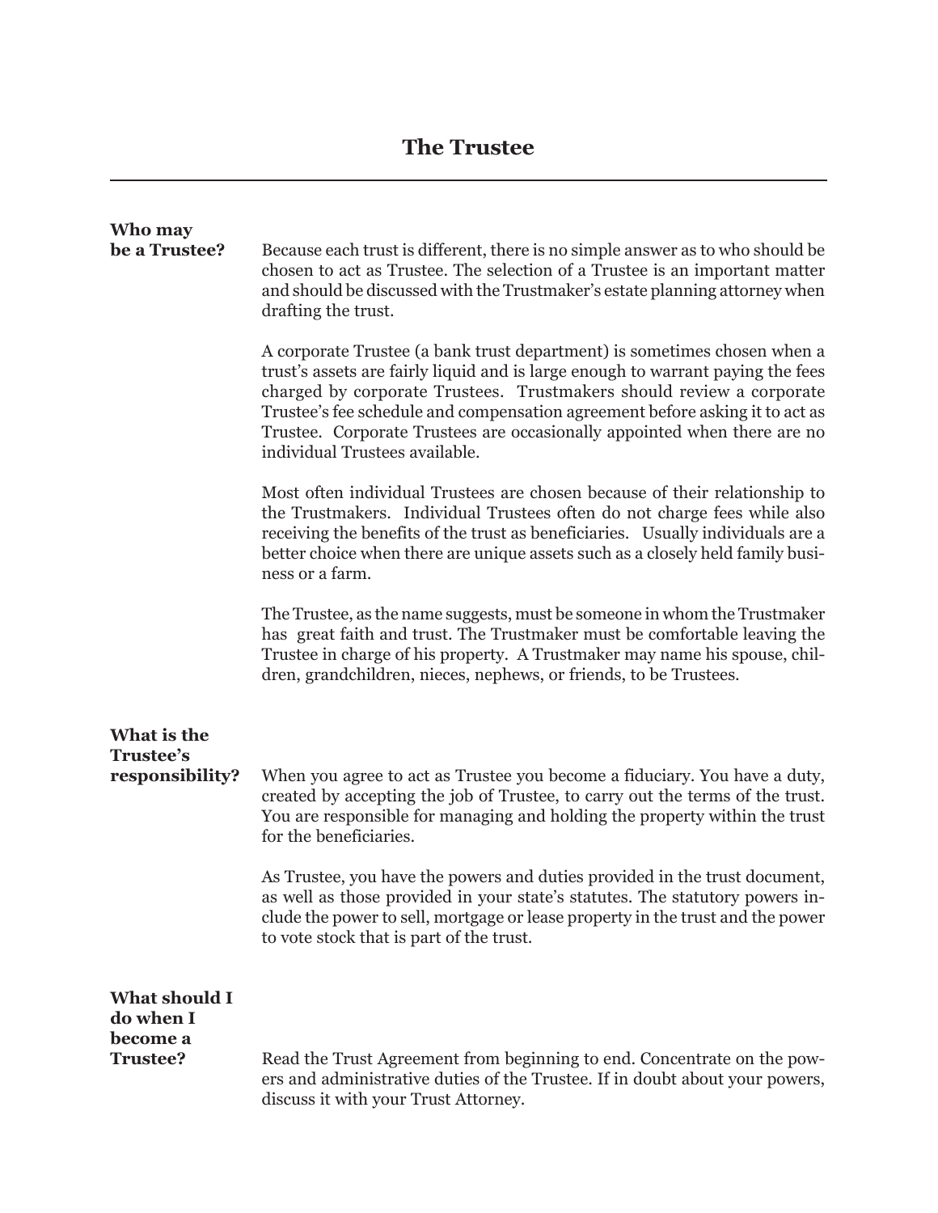# The Trustee

**Who may be a Trustee?**

Because each trust is different, there is no simple answer as to who should be chosen to act as Trustee. The selection of a Trustee is an important matter and should be discussed with the Trustmaker's estate planning attorney when drafting the trust.

A corporate Trustee (a bank trust department) is sometimes chosen when a trust's assets are fairly liquid and is large enough to warrant paying the fees charged by corporate Trustees. Trustmakers should review a corporate Trustee's fee schedule and compensation agreement before asking it to act as Trustee. Corporate Trustees are occasionally appointed when there are no individual Trustees available.

Most often individual Trustees are chosen because of their relationship to the Trustmakers. Individual Trustees often do not charge fees while also receiving the benefits of the trust as beneficiaries. Usually individuals are a better choice when there are unique assets such as a closely held family business or a farm.

The Trustee, as the name suggests, must be someone in whom the Trustmaker has great faith and trust. The Trustmaker must be comfortable leaving the Trustee in charge of his property. A Trustmaker may name his spouse, children, grandchildren, nieces, nephews, or friends, to be Trustees.

**What is the Trustee's responsibility?**

When you agree to act as Trustee you become a fiduciary. You have a duty, created by accepting the job of Trustee, to carry out the terms of the trust. You are responsible for managing and holding the property within the trust for the beneficiaries.

As Trustee, you have the powers and duties provided in the trust document, as well as those provided in your state's statutes. The statutory powers include the power to sell, mortgage or lease property in the trust and the power to vote stock that is part of the trust.

**What should I do when I become a Trustee?**

Read the Trust Agreement from beginning to end. Concentrate on the powers and administrative duties of the Trustee. If in doubt about your powers, discuss it with your Trust Attorney.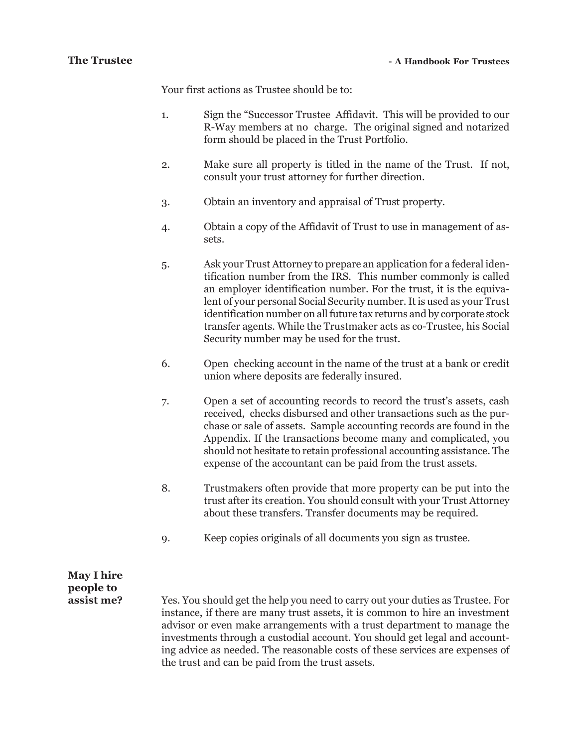Your first actions as Trustee should be to:

1. Sign the "Successor Trustee Affidavit. This will be provided to our R-Way members at no charge. The original signed and notarized form should be placed in the Trust Portfolio.

2. Make sure all property is titled in the name of the Trust. If not, consult your trust attorney for further direction.

3. Obtain an inventory and appraisal of Trust property.

4. Obtain a copy of the Affidavit of Trust to use in management of assets.

5. Ask your Trust Attorney to prepare an application for a federal identification number from the IRS. This number commonly is called an employer identification number. For the trust, it is the equivalent of your personal Social Security number. It is used as your Trust identification number on all future tax returns and by corporate stock transfer agents. While the Trustmaker acts as co-Trustee, his Social Security number may be used for the trust.

6. Open checking account in the name of the trust at a bank or credit union where deposits are federally insured.

7. Open a set of accounting records to record the trust's assets, cash received, checks disbursed and other transactions such as the purchase or sale of assets. Sample accounting records are found in the Appendix. If the transactions become many and complicated, you should not hesitate to retain professional accounting assistance. The expense of the accountant can be paid from the trust assets.

8. Trustmakers often provide that more property can be put into the trust after its creation. You should consult with your Trust Attorney about these transfers. Transfer documents may be required.

9. Keep copies originals of all documents you sign as trustee.

**May I hire people to assist me?**

Yes. You should get the help you need to carry out your duties as Trustee. For instance, if there are many trust assets, it is common to hire an investment advisor or even make arrangements with a trust department to manage the investments through a custodial account. You should get legal and accounting advice as needed. The reasonable costs of these services are expenses of the trust and can be paid from the trust assets.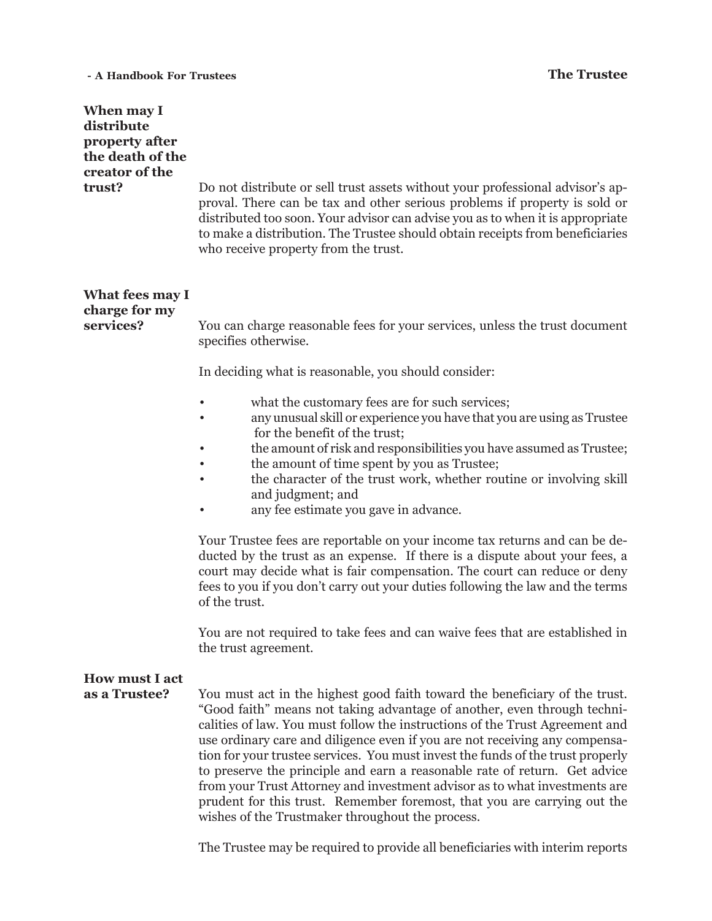### When may I distribute property after the death of the creator of the trust?

Do not distribute or sell trust assets without your professional advisor's approval. There can be tax and other serious problems if property is sold or distributed too soon. Your advisor can advise you as to when it is appropriate to make a distribution. The Trustee should obtain receipts from beneficiaries who receive property from the trust.

### What fees may I charge for my services?

You can charge reasonable fees for your services, unless the trust document specifies otherwise.

In deciding what is reasonable, you should consider:

- what the customary fees are for such services;
- any unusual skill or experience you have that you are using as Trustee for the benefit of the trust;
- the amount of risk and responsibilities you have assumed as Trustee;
- the amount of time spent by you as Trustee;
- the character of the trust work, whether routine or involving skill and judgment; and
- any fee estimate you gave in advance.

Your Trustee fees are reportable on your income tax returns and can be deducted by the trust as an expense. If there is a dispute about your fees, a court may decide what is fair compensation. The court can reduce or deny fees to you if you don't carry out your duties following the law and the terms of the trust.

You are not required to take fees and can waive fees that are established in the trust agreement.

### How must I act as a Trustee?

You must act in the highest good faith toward the beneficiary of the trust. "Good faith" means not taking advantage of another, even through technicalities of law. You must follow the instructions of the Trust Agreement and use ordinary care and diligence even if you are not receiving any compensation for your trustee services. You must invest the funds of the trust properly to preserve the principle and earn a reasonable rate of return. Get advice from your Trust Attorney and investment advisor as to what investments are prudent for this trust. Remember foremost, that you are carrying out the wishes of the Trustmaker throughout the process.

The Trustee may be required to provide all beneficiaries with interim reports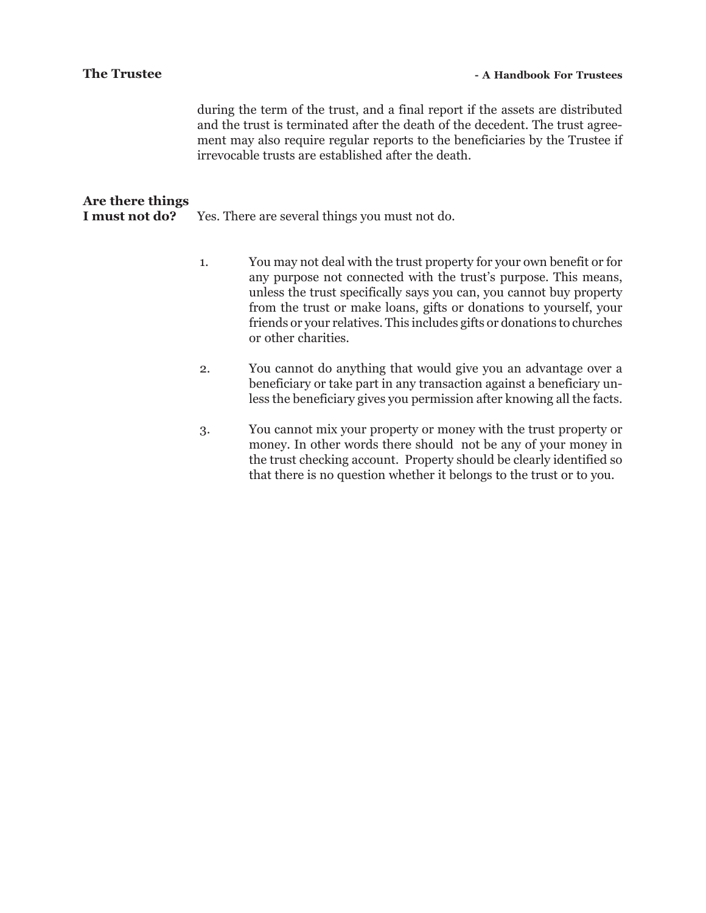during the term of the trust, and a final report if the assets are distributed and the trust is terminated after the death of the decedent. The trust agreement may also require regular reports to the beneficiaries by the Trustee if irrevocable trusts are established after the death.

### Are there things I must not do?

Yes. There are several things you must not do.

1. You may not deal with the trust property for your own benefit or for any purpose not connected with the trust's purpose. This means, unless the trust specifically says you can, you cannot buy property from the trust or make loans, gifts or donations to yourself, your friends or your relatives. This includes gifts or donations to churches or other charities.

2. You cannot do anything that would give you an advantage over a beneficiary or take part in any transaction against a beneficiary unless the beneficiary gives you permission after knowing all the facts.

3. You cannot mix your property or money with the trust property or money. In other words there should not be any of your money in the trust checking account. Property should be clearly identified so that there is no question whether it belongs to the trust or to you.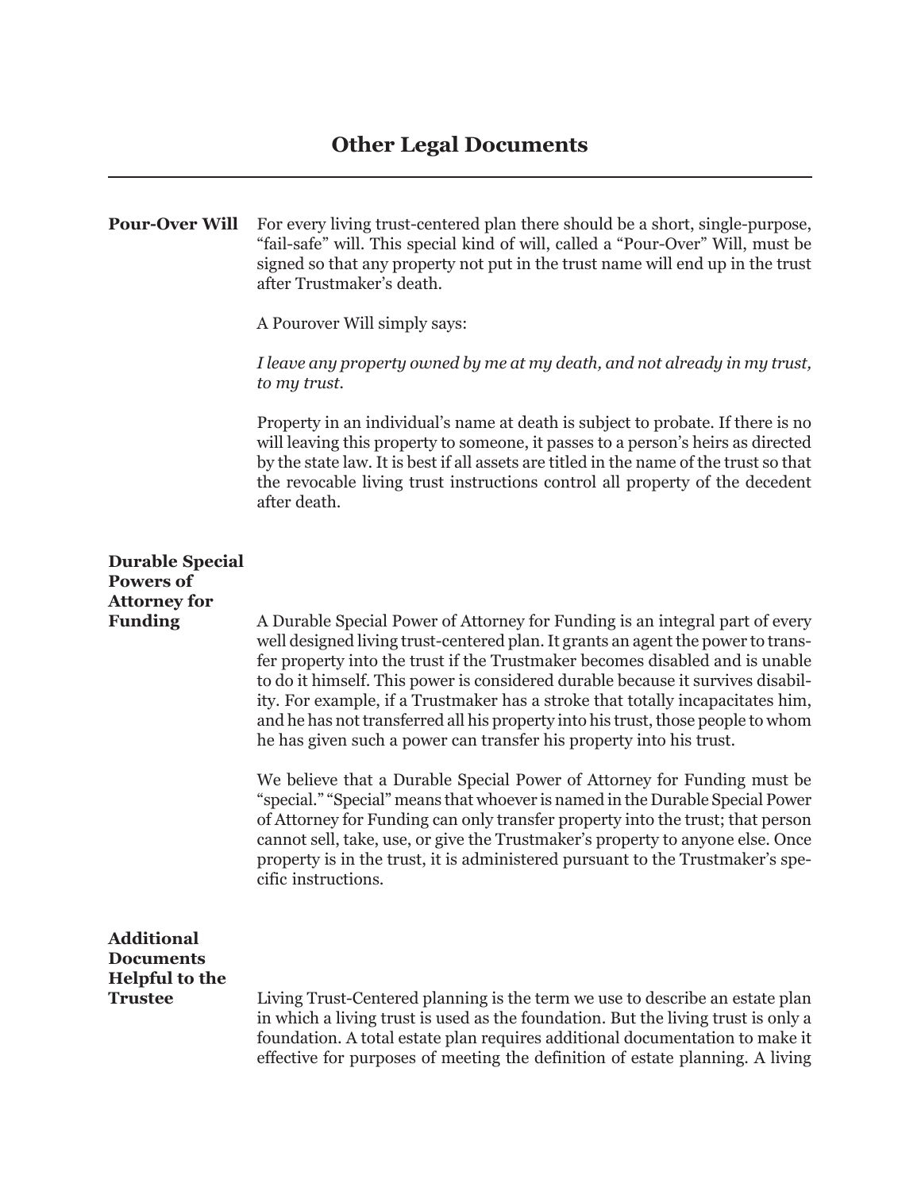# Other Legal Documents

### Pour-Over Will

For every living trust-centered plan there should be a short, single-purpose, "fail-safe" will. This special kind of will, called a "Pour-Over" Will, must be signed so that any property not put in the trust name will end up in the trust after Trustmaker's death.

A Pourover Will simply says:

*I leave any property owned by me at my death, and not already in my trust, to my trust.*

Property in an individual's name at death is subject to probate. If there is no will leaving this property to someone, it passes to a person's heirs as directed by the state law. It is best if all assets are titled in the name of the trust so that the revocable living trust instructions control all property of the decedent after death.

### Durable Special Powers of Attorney for Funding

A Durable Special Power of Attorney for Funding is an integral part of every well designed living trust-centered plan. It grants an agent the power to transfer property into the trust if the Trustmaker becomes disabled and is unable to do it himself. This power is considered durable because it survives disability. For example, if a Trustmaker has a stroke that totally incapacitates him, and he has not transferred all his property into his trust, those people to whom he has given such a power can transfer his property into his trust.

We believe that a Durable Special Power of Attorney for Funding must be "special." "Special" means that whoever is named in the Durable Special Power of Attorney for Funding can only transfer property into the trust; that person cannot sell, take, use, or give the Trustmaker's property to anyone else. Once property is in the trust, it is administered pursuant to the Trustmaker's specific instructions.

### Additional Documents Helpful to the Trustee

Living Trust-Centered planning is the term we use to describe an estate plan in which a living trust is used as the foundation. But the living trust is only a foundation. A total estate plan requires additional documentation to make it effective for purposes of meeting the definition of estate planning. A living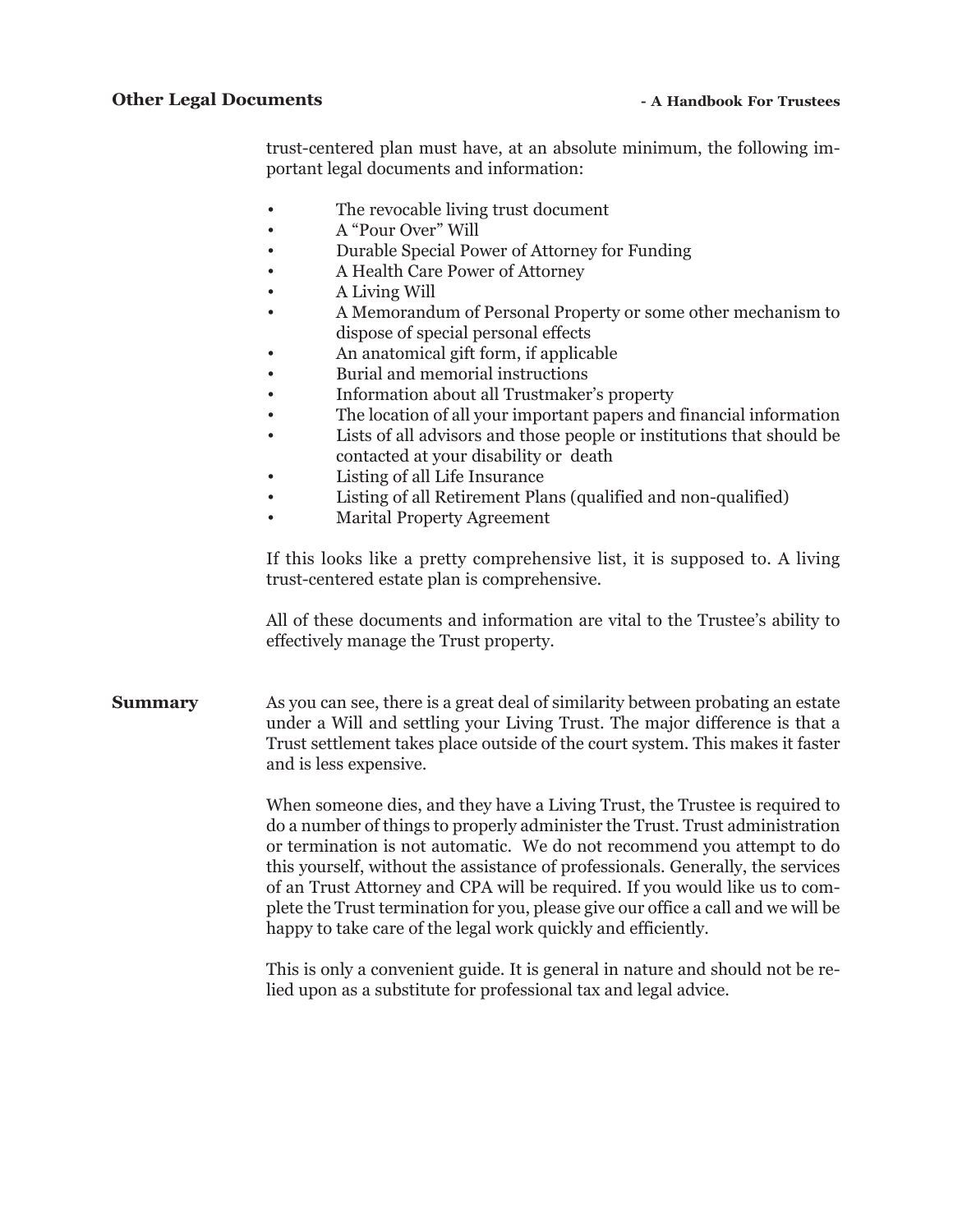trust-centered plan must have, at an absolute minimum, the following important legal documents and information:

- The revocable living trust document
- A "Pour Over" Will
- Durable Special Power of Attorney for Funding
- A Health Care Power of Attorney
- A Living Will
- A Memorandum of Personal Property or some other mechanism to dispose of special personal effects
- An anatomical gift form, if applicable
- Burial and memorial instructions
- Information about all Trustmaker's property
- The location of all your important papers and financial information
- Lists of all advisors and those people or institutions that should be contacted at your disability or death
- Listing of all Life Insurance
- Listing of all Retirement Plans (qualified and non-qualified)
- Marital Property Agreement

If this looks like a pretty comprehensive list, it is supposed to. A living trust-centered estate plan is comprehensive.

All of these documents and information are vital to the Trustee's ability to effectively manage the Trust property.

## Summary

As you can see, there is a great deal of similarity between probating an estate under a Will and settling your Living Trust. The major difference is that a Trust settlement takes place outside of the court system. This makes it faster and is less expensive.

When someone dies, and they have a Living Trust, the Trustee is required to do a number of things to properly administer the Trust. Trust administration or termination is not automatic. We do not recommend you attempt to do this yourself, without the assistance of professionals. Generally, the services of an Trust Attorney and CPA will be required. If you would like us to complete the Trust termination for you, please give our office a call and we will be happy to take care of the legal work quickly and efficiently.

This is only a convenient guide. It is general in nature and should not be relied upon as a substitute for professional tax and legal advice.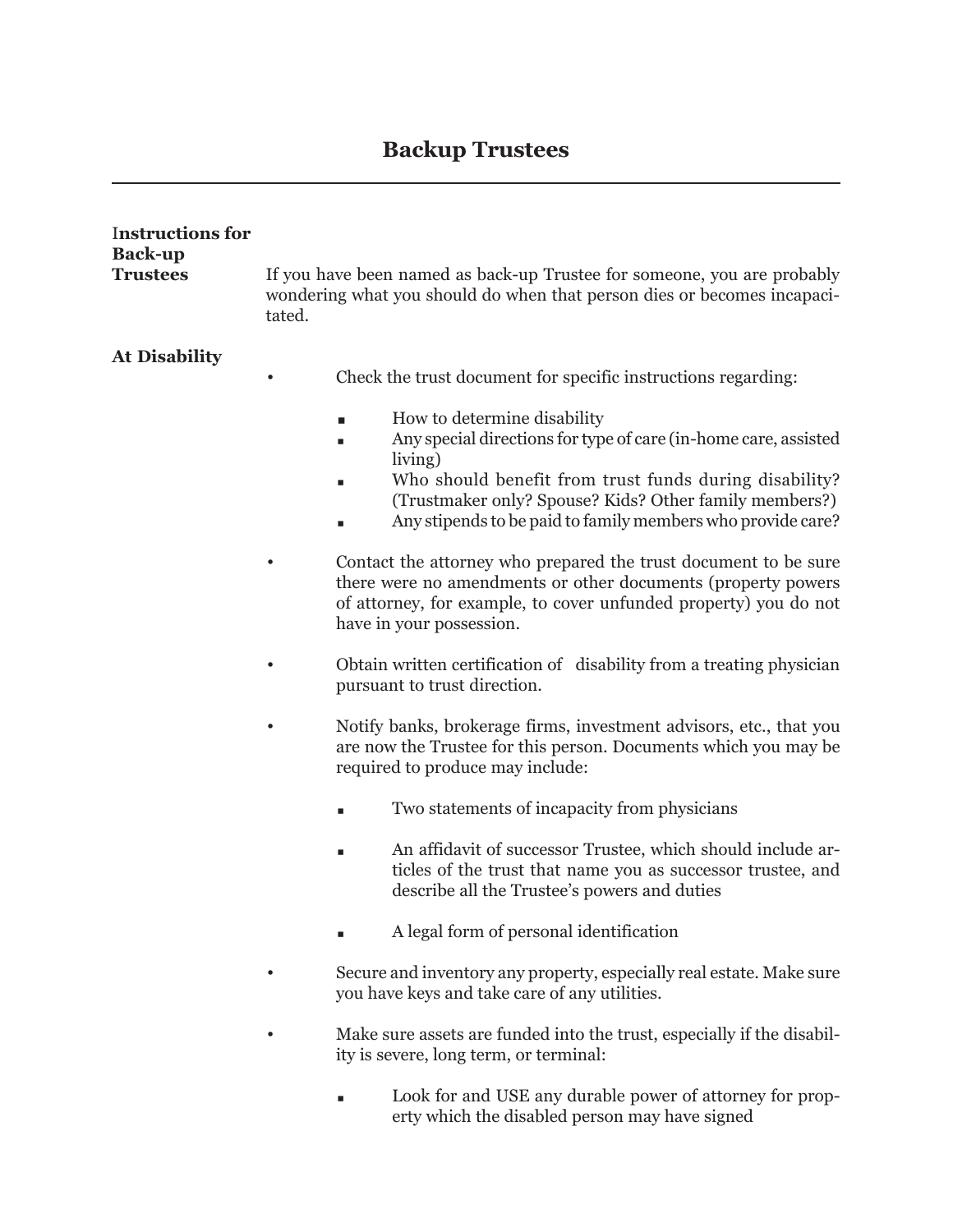# Backup Trustees

## Instructions for Back-up Trustees

If you have been named as back-up Trustee for someone, you are probably wondering what you should do when that person dies or becomes incapacitated.

## At Disability

- Check the trust document for specific instructions regarding:
  - How to determine disability
  - Any special directions for type of care (in-home care, assisted living)
  - Who should benefit from trust funds during disability? (Trustmaker only? Spouse? Kids? Other family members?)
  - Any stipends to be paid to family members who provide care?
- Contact the attorney who prepared the trust document to be sure there were no amendments or other documents (property powers of attorney, for example, to cover unfunded property) you do not have in your possession.
- Obtain written certification of disability from a treating physician pursuant to trust direction.
- Notify banks, brokerage firms, investment advisors, etc., that you are now the Trustee for this person. Documents which you may be required to produce may include:
  - Two statements of incapacity from physicians
  - An affidavit of successor Trustee, which should include articles of the trust that name you as successor trustee, and describe all the Trustee's powers and duties
  - A legal form of personal identification
- Secure and inventory any property, especially real estate. Make sure you have keys and take care of any utilities.
- Make sure assets are funded into the trust, especially if the disability is severe, long term, or terminal:
  - Look for and USE any durable power of attorney for property which the disabled person may have signed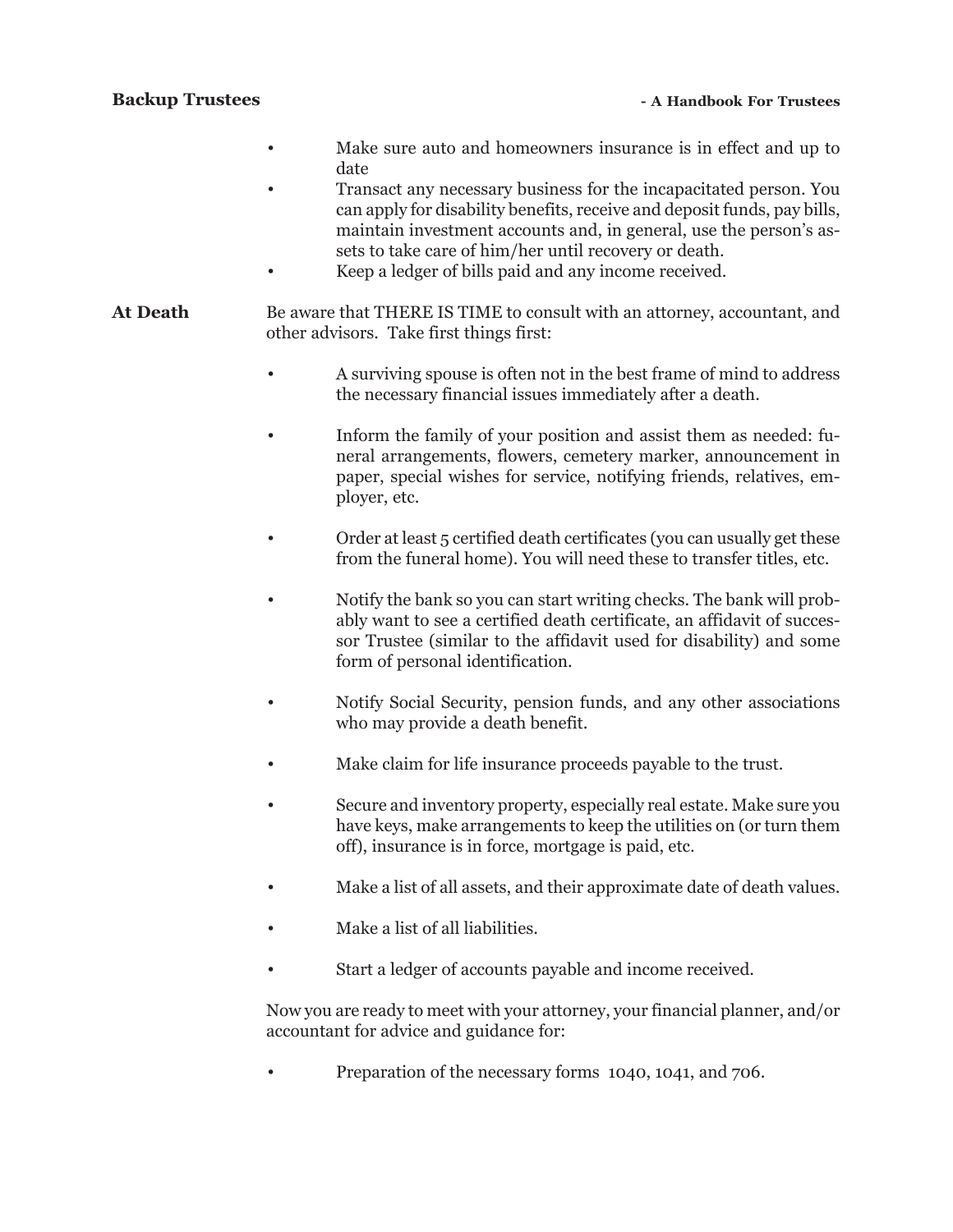- Make sure auto and homeowners insurance is in effect and up to date
- Transact any necessary business for the incapacitated person. You can apply for disability benefits, receive and deposit funds, pay bills, maintain investment accounts and, in general, use the person's assets to take care of him/her until recovery or death.
- Keep a ledger of bills paid and any income received.

**At Death**

Be aware that THERE IS TIME to consult with an attorney, accountant, and other advisors. Take first things first:

- A surviving spouse is often not in the best frame of mind to address the necessary financial issues immediately after a death.

- Inform the family of your position and assist them as needed: funeral arrangements, flowers, cemetery marker, announcement in paper, special wishes for service, notifying friends, relatives, employer, etc.

- Order at least 5 certified death certificates (you can usually get these from the funeral home). You will need these to transfer titles, etc.

- Notify the bank so you can start writing checks. The bank will probably want to see a certified death certificate, an affidavit of successor Trustee (similar to the affidavit used for disability) and some form of personal identification.

- Notify Social Security, pension funds, and any other associations who may provide a death benefit.

- Make claim for life insurance proceeds payable to the trust.

- Secure and inventory property, especially real estate. Make sure you have keys, make arrangements to keep the utilities on (or turn them off), insurance is in force, mortgage is paid, etc.

- Make a list of all assets, and their approximate date of death values.

- Make a list of all liabilities.

- Start a ledger of accounts payable and income received.

Now you are ready to meet with your attorney, your financial planner, and/or accountant for advice and guidance for:

- Preparation of the necessary forms 1040, 1041, and 706.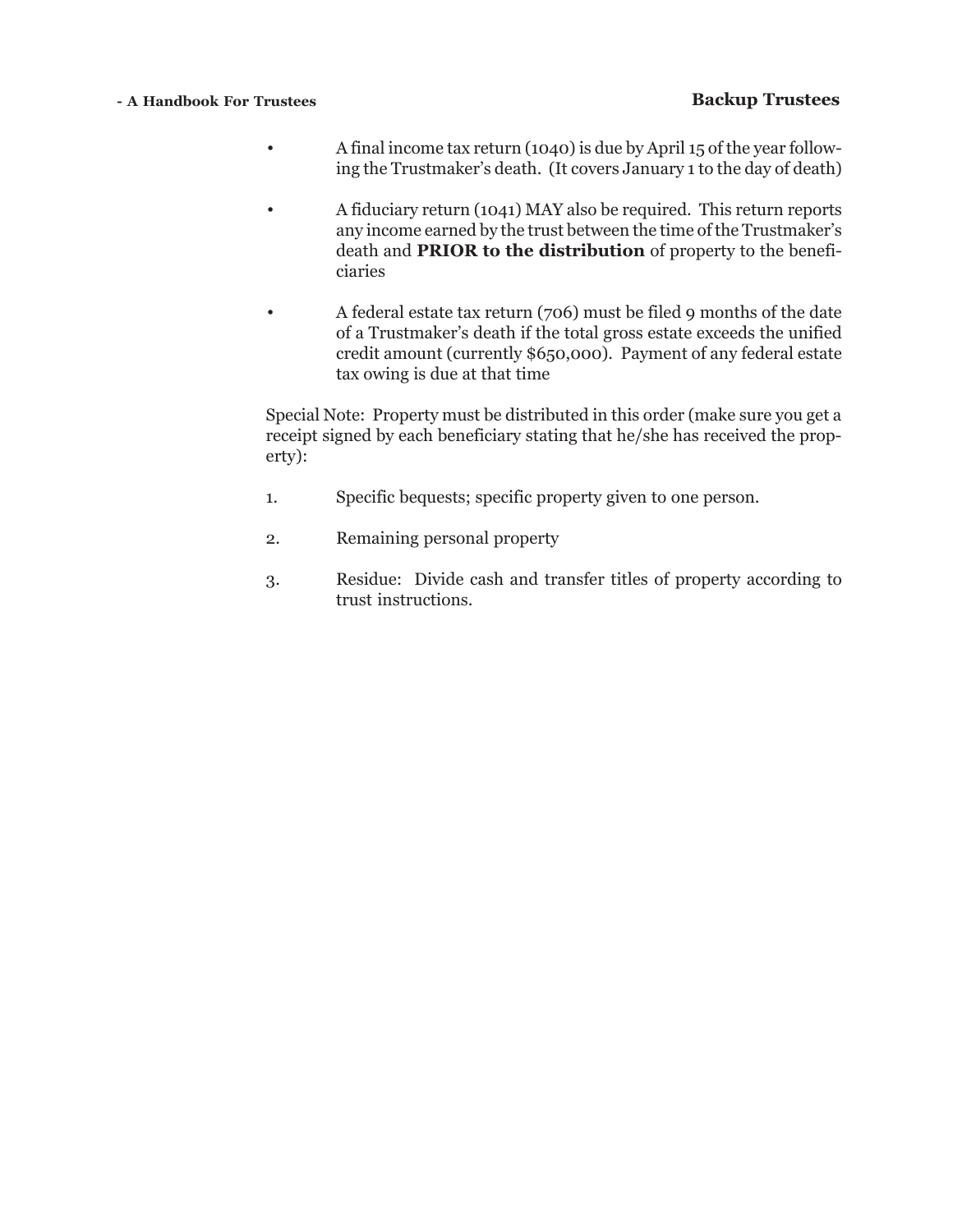- A final income tax return (1040) is due by April 15 of the year following the Trustmaker's death. (It covers January 1 to the day of death)
- A fiduciary return (1041) MAY also be required. This return reports any income earned by the trust between the time of the Trustmaker's death and **PRIOR to the distribution** of property to the beneficiaries
- A federal estate tax return (706) must be filed 9 months of the date of a Trustmaker's death if the total gross estate exceeds the unified credit amount (currently $650,000). Payment of any federal estate tax owing is due at that time

Special Note: Property must be distributed in this order (make sure you get a receipt signed by each beneficiary stating that he/she has received the property):

1. Specific bequests; specific property given to one person.
2. Remaining personal property
3. Residue: Divide cash and transfer titles of property according to trust instructions.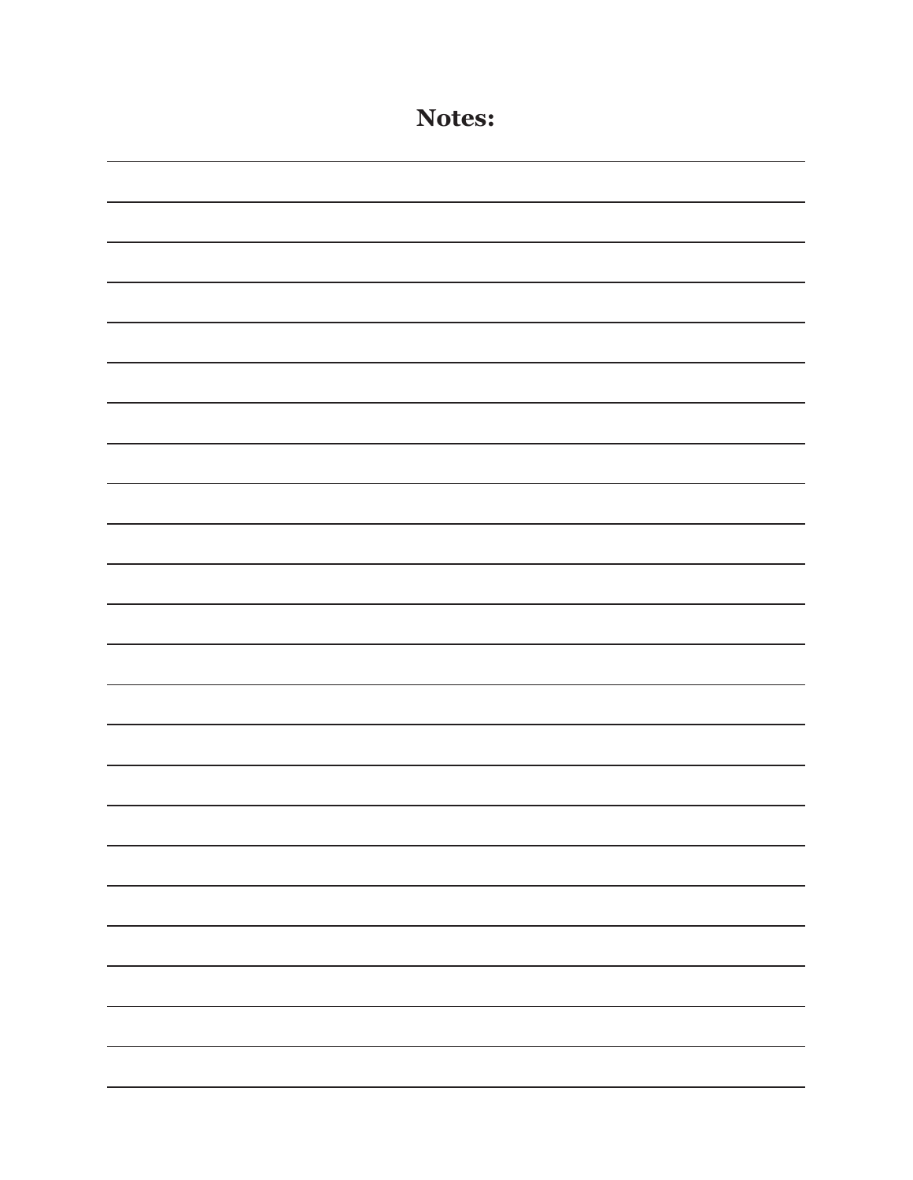**Notes:**